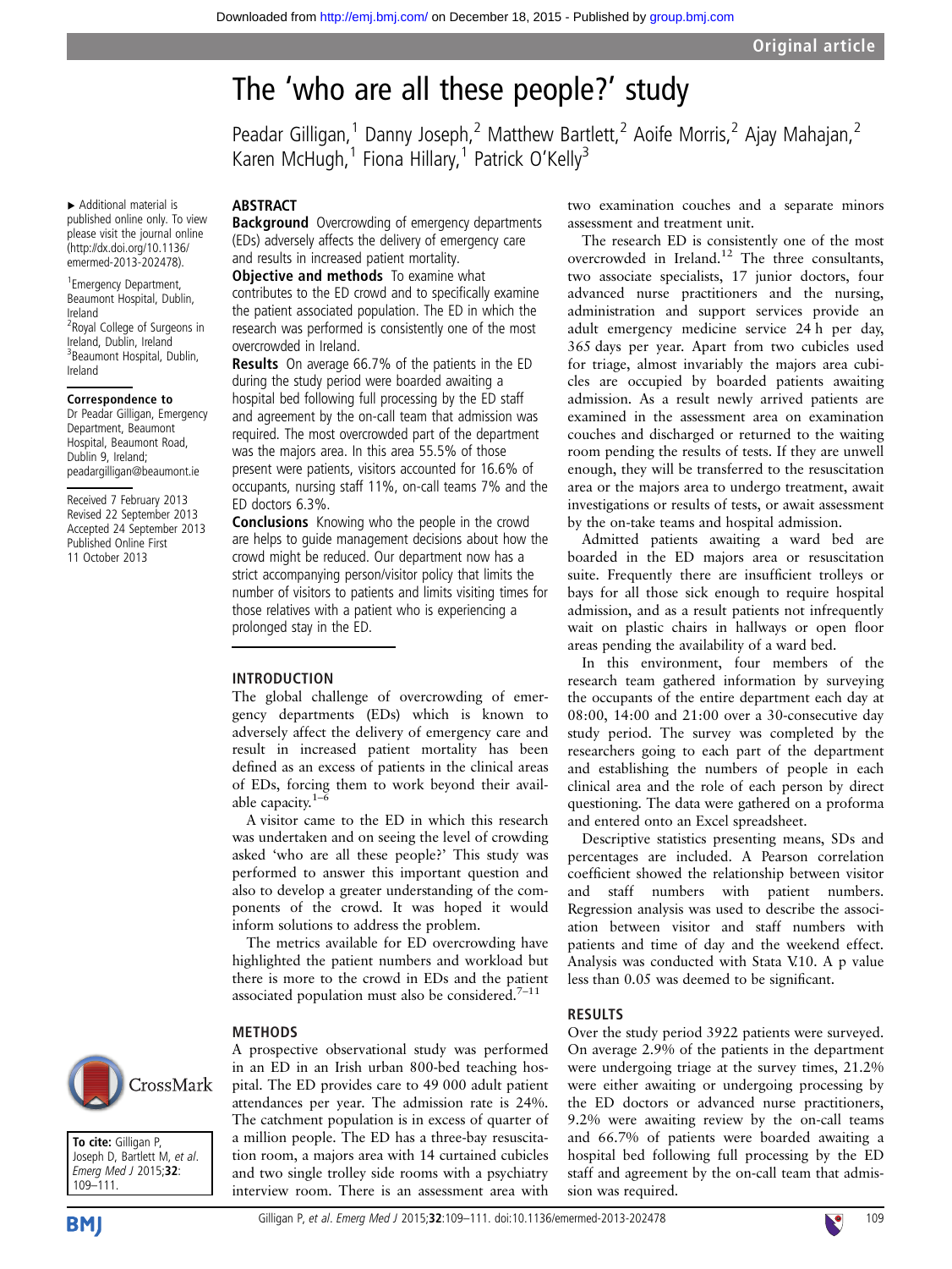Original article

# The 'who are all these people?' study

Peadar Gilligan,[1] Danny Joseph,[2] Matthew Bartlett,[2] Aoife Morris,[2] Ajay Mahajan,[2] Karen McHugh,[1] Fiona Hillary,[1] Patrick O'Kelly[3]

▸ Additional material is published online only. To view please visit the journal online (http://dx.doi.org/10.1136/emermed-2013-202478).

[1]Emergency Department, Beaumont Hospital, Dublin, Ireland
[2]Royal College of Surgeons in Ireland, Dublin, Ireland
[3]Beaumont Hospital, Dublin, Ireland

**Correspondence to**
Dr Peadar Gilligan, Emergency Department, Beaumont Hospital, Beaumont Road, Dublin 9, Ireland; peadargilligan@beaumont.ie

Received 7 February 2013
Revised 22 September 2013
Accepted 24 September 2013
Published Online First 11 October 2013

**To cite:** Gilligan P, Joseph D, Bartlett M, *et al*. *Emerg Med J* 2015;**32**: 109–111.

## ABSTRACT

**Background** Overcrowding of emergency departments (EDs) adversely affects the delivery of emergency care and results in increased patient mortality.

**Objective and methods** To examine what contributes to the ED crowd and to specifically examine the patient associated population. The ED in which the research was performed is consistently one of the most overcrowded in Ireland.

**Results** On average 66.7% of the patients in the ED during the study period were boarded awaiting a hospital bed following full processing by the ED staff and agreement by the on-call team that admission was required. The most overcrowded part of the department was the majors area. In this area 55.5% of those present were patients, visitors accounted for 16.6% of occupants, nursing staff 11%, on-call teams 7% and the ED doctors 6.3%.

**Conclusions** Knowing who the people in the crowd are helps to guide management decisions about how the crowd might be reduced. Our department now has a strict accompanying person/visitor policy that limits the number of visitors to patients and limits visiting times for those relatives with a patient who is experiencing a prolonged stay in the ED.

## INTRODUCTION

The global challenge of overcrowding of emergency departments (EDs) which is known to adversely affect the delivery of emergency care and result in increased patient mortality has been defined as an excess of patients in the clinical areas of EDs, forcing them to work beyond their available capacity.[1–6]

A visitor came to the ED in which this research was undertaken and on seeing the level of crowding asked 'who are all these people?' This study was performed to answer this important question and also to develop a greater understanding of the components of the crowd. It was hoped it would inform solutions to address the problem.

The metrics available for ED overcrowding have highlighted the patient numbers and workload but there is more to the crowd in EDs and the patient associated population must also be considered.[7–11]

## METHODS

A prospective observational study was performed in an ED in an Irish urban 800-bed teaching hospital. The ED provides care to 49 000 adult patient attendances per year. The admission rate is 24%. The catchment population is in excess of quarter of a million people. The ED has a three-bay resuscitation room, a majors area with 14 curtained cubicles and two single trolley side rooms with a psychiatry interview room. There is an assessment area with two examination couches and a separate minors assessment and treatment unit.

The research ED is consistently one of the most overcrowded in Ireland.[12] The three consultants, two associate specialists, 17 junior doctors, four advanced nurse practitioners and the nursing, administration and support services provide an adult emergency medicine service 24 h per day, 365 days per year. Apart from two cubicles used for triage, almost invariably the majors area cubicles are occupied by boarded patients awaiting admission. As a result newly arrived patients are examined in the assessment area on examination couches and discharged or returned to the waiting room pending the results of tests. If they are unwell enough, they will be transferred to the resuscitation area or the majors area to undergo treatment, await investigations or results of tests, or await assessment by the on-take teams and hospital admission.

Admitted patients awaiting a ward bed are boarded in the ED majors area or resuscitation suite. Frequently there are insufficient trolleys or bays for all those sick enough to require hospital admission, and as a result patients not infrequently wait on plastic chairs in hallways or open floor areas pending the availability of a ward bed.

In this environment, four members of the research team gathered information by surveying the occupants of the entire department each day at 08:00, 14:00 and 21:00 over a 30-consecutive day study period. The survey was completed by the researchers going to each part of the department and establishing the numbers of people in each clinical area and the role of each person by direct questioning. The data were gathered on a proforma and entered onto an Excel spreadsheet.

Descriptive statistics presenting means, SDs and percentages are included. A Pearson correlation coefficient showed the relationship between visitor and staff numbers with patient numbers. Regression analysis was used to describe the association between visitor and staff numbers with patients and time of day and the weekend effect. Analysis was conducted with Stata V.10. A p value less than 0.05 was deemed to be significant.

## RESULTS

Over the study period 3922 patients were surveyed. On average 2.9% of the patients in the department were undergoing triage at the survey times, 21.2% were either awaiting or undergoing processing by the ED doctors or advanced nurse practitioners, 9.2% were awaiting review by the on-call teams and 66.7% of patients were boarded awaiting a hospital bed following full processing by the ED staff and agreement by the on-call team that admission was required.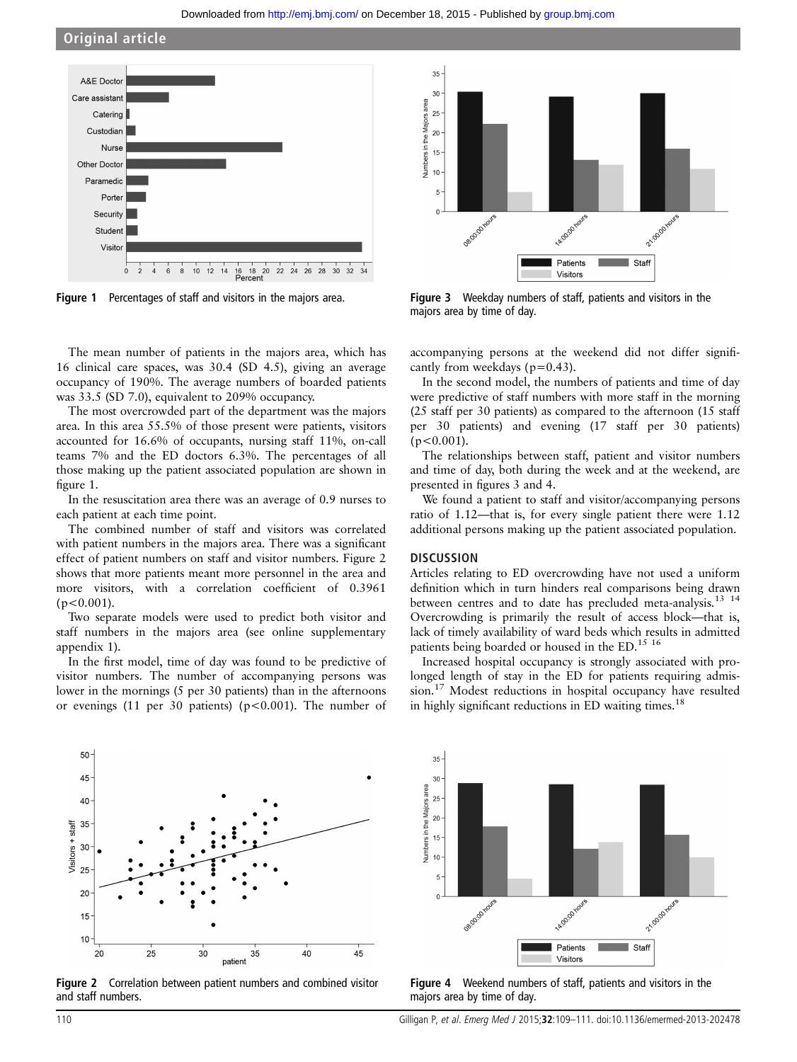Figure 1 Percentages of staff and visitors in the majors area.

Figure 3 Weekday numbers of staff, patients and visitors in the majors area by time of day.

The mean number of patients in the majors area, which has 16 clinical care spaces, was 30.4 (SD 4.5), giving an average occupancy of 190%. The average numbers of boarded patients was 33.5 (SD 7.0), equivalent to 209% occupancy.

The most overcrowded part of the department was the majors area. In this area 55.5% of those present were patients, visitors accounted for 16.6% of occupants, nursing staff 11%, on-call teams 7% and the ED doctors 6.3%. The percentages of all those making up the patient associated population are shown in figure 1.

In the resuscitation area there was an average of 0.9 nurses to each patient at each time point.

The combined number of staff and visitors was correlated with patient numbers in the majors area. There was a significant effect of patient numbers on staff and visitor numbers. Figure 2 shows that more patients meant more personnel in the area and more visitors, with a correlation coefficient of 0.3961 ($p<0.001$).

Two separate models were used to predict both visitor and staff numbers in the majors area (see online supplementary appendix 1).

In the first model, time of day was found to be predictive of visitor numbers. The number of accompanying persons was lower in the mornings (5 per 30 patients) than in the afternoons or evenings (11 per 30 patients) ($p<0.001$). The number of accompanying persons at the weekend did not differ significantly from weekdays ($p=0.43$).

In the second model, the numbers of patients and time of day were predictive of staff numbers with more staff in the morning (25 staff per 30 patients) as compared to the afternoon (15 staff per 30 patients) and evening (17 staff per 30 patients) ($p<0.001$).

The relationships between staff, patient and visitor numbers and time of day, both during the week and at the weekend, are presented in figures 3 and 4.

We found a patient to staff and visitor/accompanying persons ratio of 1.12—that is, for every single patient there were 1.12 additional persons making up the patient associated population.

## DISCUSSION

Articles relating to ED overcrowding have not used a uniform definition which in turn hinders real comparisons being drawn between centres and to date has precluded meta-analysis.[13 14] Overcrowding is primarily the result of access block—that is, lack of timely availability of ward beds which results in admitted patients being boarded or housed in the ED.[15 16]

Increased hospital occupancy is strongly associated with prolonged length of stay in the ED for patients requiring admission.[17] Modest reductions in hospital occupancy have resulted in highly significant reductions in ED waiting times.[18]

Figure 2 Correlation between patient numbers and combined visitor and staff numbers.

Figure 4 Weekend numbers of staff, patients and visitors in the majors area by time of day.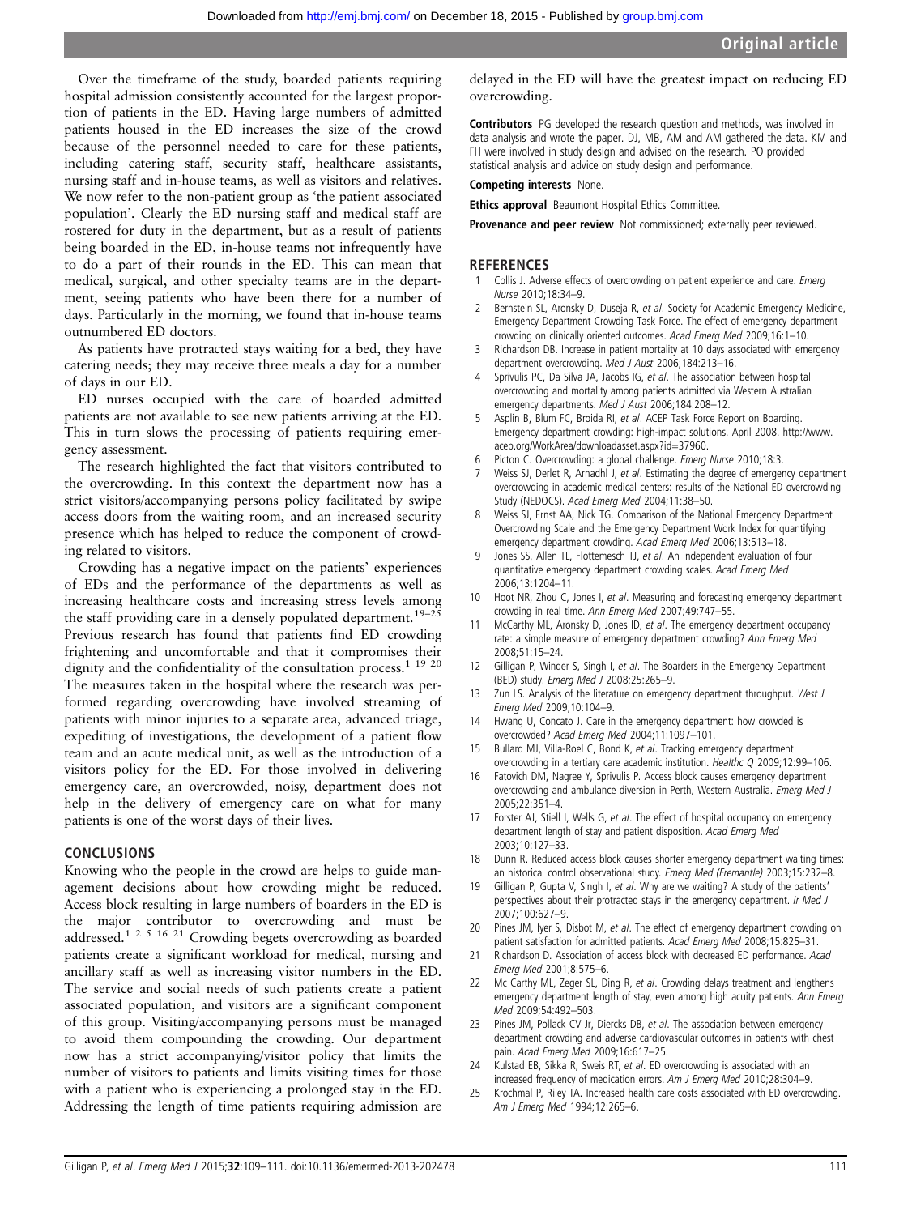Over the timeframe of the study, boarded patients requiring hospital admission consistently accounted for the largest proportion of patients in the ED. Having large numbers of admitted patients housed in the ED increases the size of the crowd because of the personnel needed to care for these patients, including catering staff, security staff, healthcare assistants, nursing staff and in-house teams, as well as visitors and relatives. We now refer to the non-patient group as 'the patient associated population'. Clearly the ED nursing staff and medical staff are rostered for duty in the department, but as a result of patients being boarded in the ED, in-house teams not infrequently have to do a part of their rounds in the ED. This can mean that medical, surgical, and other specialty teams are in the department, seeing patients who have been there for a number of days. Particularly in the morning, we found that in-house teams outnumbered ED doctors.

As patients have protracted stays waiting for a bed, they have catering needs; they may receive three meals a day for a number of days in our ED.

ED nurses occupied with the care of boarded admitted patients are not available to see new patients arriving at the ED. This in turn slows the processing of patients requiring emergency assessment.

The research highlighted the fact that visitors contributed to the overcrowding. In this context the department now has a strict visitors/accompanying persons policy facilitated by swipe access doors from the waiting room, and an increased security presence which has helped to reduce the component of crowding related to visitors.

Crowding has a negative impact on the patients' experiences of EDs and the performance of the departments as well as increasing healthcare costs and increasing stress levels among the staff providing care in a densely populated department.[19–25] Previous research has found that patients find ED crowding frightening and uncomfortable and that it compromises their dignity and the confidentiality of the consultation process.[1 19 20] The measures taken in the hospital where the research was performed regarding overcrowding have involved streaming of patients with minor injuries to a separate area, advanced triage, expediting of investigations, the development of a patient flow team and an acute medical unit, as well as the introduction of a visitors policy for the ED. For those involved in delivering emergency care, an overcrowded, noisy, department does not help in the delivery of emergency care on what for many patients is one of the worst days of their lives.

## CONCLUSIONS

Knowing who the people in the crowd are helps to guide management decisions about how crowding might be reduced. Access block resulting in large numbers of boarders in the ED is the major contributor to overcrowding and must be addressed.[1 2 5 16 21] Crowding begets overcrowding as boarded patients create a significant workload for medical, nursing and ancillary staff as well as increasing visitor numbers in the ED. The service and social needs of such patients create a patient associated population, and visitors are a significant component of this group. Visiting/accompanying persons must be managed to avoid them compounding the crowding. Our department now has a strict accompanying/visitor policy that limits the number of visitors to patients and limits visiting times for those with a patient who is experiencing a prolonged stay in the ED. Addressing the length of time patients requiring admission are delayed in the ED will have the greatest impact on reducing ED overcrowding.

**Contributors** PG developed the research question and methods, was involved in data analysis and wrote the paper. DJ, MB, AM and AM gathered the data. KM and FH were involved in study design and advised on the research. PO provided statistical analysis and advice on study design and performance.

**Competing interests** None.

**Ethics approval** Beaumont Hospital Ethics Committee.

**Provenance and peer review** Not commissioned; externally peer reviewed.

## REFERENCES

1. Collis J. Adverse effects of overcrowding on patient experience and care. *Emerg Nurse* 2010;18:34–9.
2. Bernstein SL, Aronsky D, Duseja R, *et al*. Society for Academic Emergency Medicine, Emergency Department Crowding Task Force. The effect of emergency department crowding on clinically oriented outcomes. *Acad Emerg Med* 2009;16:1–10.
3. Richardson DB. Increase in patient mortality at 10 days associated with emergency department overcrowding. *Med J Aust* 2006;184:213–16.
4. Sprivulis PC, Da Silva JA, Jacobs IG, *et al*. The association between hospital overcrowding and mortality among patients admitted via Western Australian emergency departments. *Med J Aust* 2006;184:208–12.
5. Asplin B, Blum FC, Broida RI, *et al*. ACEP Task Force Report on Boarding. Emergency department crowding: high-impact solutions. April 2008. http://www.acep.org/WorkArea/downloadasset.aspx?id=37960.
6. Picton C. Overcrowding: a global challenge. *Emerg Nurse* 2010;18:3.
7. Weiss SJ, Derlet R, Arnadhl J, *et al*. Estimating the degree of emergency department overcrowding in academic medical centers: results of the National ED overcrowding Study (NEDOCS). *Acad Emerg Med* 2004;11:38–50.
8. Weiss SJ, Ernst AA, Nick TG. Comparison of the National Emergency Department Overcrowding Scale and the Emergency Department Work Index for quantifying emergency department crowding. *Acad Emerg Med* 2006;13:513–18.
9. Jones SS, Allen TL, Flottemesch TJ, *et al*. An independent evaluation of four quantitative emergency department crowding scales. *Acad Emerg Med* 2006;13:1204–11.
10. Hoot NR, Zhou C, Jones I, *et al*. Measuring and forecasting emergency department crowding in real time. *Ann Emerg Med* 2007;49:747–55.
11. McCarthy ML, Aronsky D, Jones ID, *et al*. The emergency department occupancy rate: a simple measure of emergency department crowding? *Ann Emerg Med* 2008;51:15–24.
12. Gilligan P, Winder S, Singh I, *et al*. The Boarders in the Emergency Department (BED) study. *Emerg Med J* 2008;25:265–9.
13. Zun LS. Analysis of the literature on emergency department throughput. *West J Emerg Med* 2009;10:104–9.
14. Hwang U, Concato J. Care in the emergency department: how crowded is overcrowded? *Acad Emerg Med* 2004;11:1097–101.
15. Bullard MJ, Villa-Roel C, Bond K, *et al*. Tracking emergency department overcrowding in a tertiary care academic institution. *Healthc Q* 2009;12:99–106.
16. Fatovich DM, Nagree Y, Sprivulis P. Access block causes emergency department overcrowding and ambulance diversion in Perth, Western Australia. *Emerg Med J* 2005;22:351–4.
17. Forster AJ, Stiell I, Wells G, *et al*. The effect of hospital occupancy on emergency department length of stay and patient disposition. *Acad Emerg Med* 2003;10:127–33.
18. Dunn R. Reduced access block causes shorter emergency department waiting times: an historical control observational study. *Emerg Med (Fremantle)* 2003;15:232–8.
19. Gilligan P, Gupta V, Singh I, *et al*. Why are we waiting? A study of the patients' perspectives about their protracted stays in the emergency department. *Ir Med J* 2007;100:627–9.
20. Pines JM, Iyer S, Disbot M, *et al*. The effect of emergency department crowding on patient satisfaction for admitted patients. *Acad Emerg Med* 2008;15:825–31.
21. Richardson D. Association of access block with decreased ED performance. *Acad Emerg Med* 2001;8:575–6.
22. Mc Carthy ML, Zeger SL, Ding R, *et al*. Crowding delays treatment and lengthens emergency department length of stay, even among high acuity patients. *Ann Emerg Med* 2009;54:492–503.
23. Pines JM, Pollack CV Jr, Diercks DB, *et al*. The association between emergency department crowding and adverse cardiovascular outcomes in patients with chest pain. *Acad Emerg Med* 2009;16:617–25.
24. Kulstad EB, Sikka R, Sweis RT, *et al*. ED overcrowding is associated with an increased frequency of medication errors. *Am J Emerg Med* 2010;28:304–9.
25. Krochmal P, Riley TA. Increased health care costs associated with ED overcrowding. *Am J Emerg Med* 1994;12:265–6.